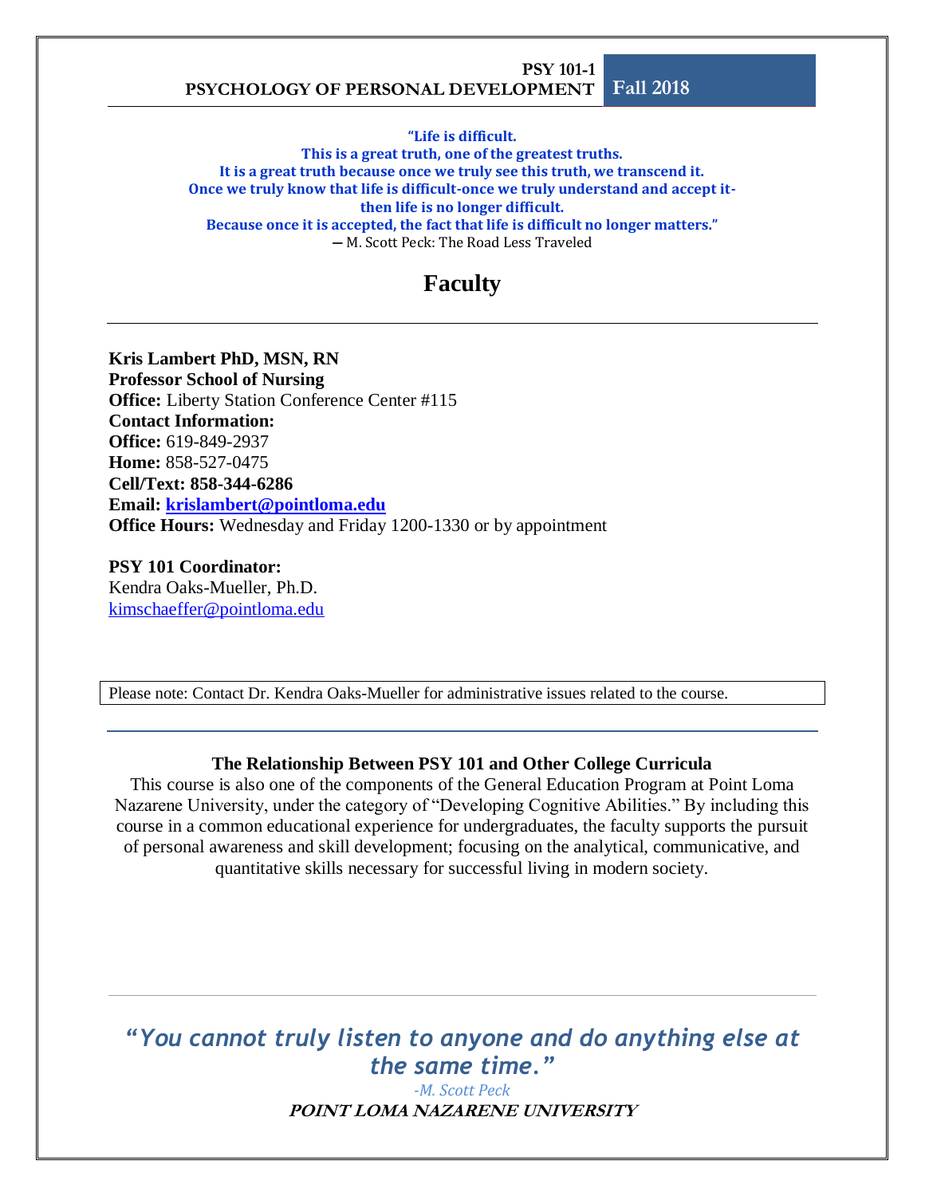**PSY 101-1**
**PSYCHOLOGY OF PERSONAL DEVELOPMENT** **Fall 2018**

**"Life is difficult.**
**This is a great truth, one of the greatest truths.**
**It is a great truth because once we truly see this truth, we transcend it.**
**Once we truly know that life is difficult-once we truly understand and accept it-then life is no longer difficult.**
**Because once it is accepted, the fact that life is difficult no longer matters."**
― M. Scott Peck: The Road Less Traveled

# Faculty

**Kris Lambert PhD, MSN, RN**
**Professor School of Nursing**
**Office:** Liberty Station Conference Center #115
**Contact Information:**
**Office:** 619-849-2937
**Home:** 858-527-0475
**Cell/Text: 858-344-6286**
**Email: krislambert@pointloma.edu**
**Office Hours:** Wednesday and Friday 1200-1330 or by appointment

**PSY 101 Coordinator:**
Kendra Oaks-Mueller, Ph.D.
kimschaeffer@pointloma.edu

Please note: Contact Dr. Kendra Oaks-Mueller for administrative issues related to the course.

### The Relationship Between PSY 101 and Other College Curricula

This course is also one of the components of the General Education Program at Point Loma Nazarene University, under the category of "Developing Cognitive Abilities." By including this course in a common educational experience for undergraduates, the faculty supports the pursuit of personal awareness and skill development; focusing on the analytical, communicative, and quantitative skills necessary for successful living in modern society.

*"You cannot truly listen to anyone and do anything else at the same time."*
*-M. Scott Peck*

**POINT LOMA NAZARENE UNIVERSITY**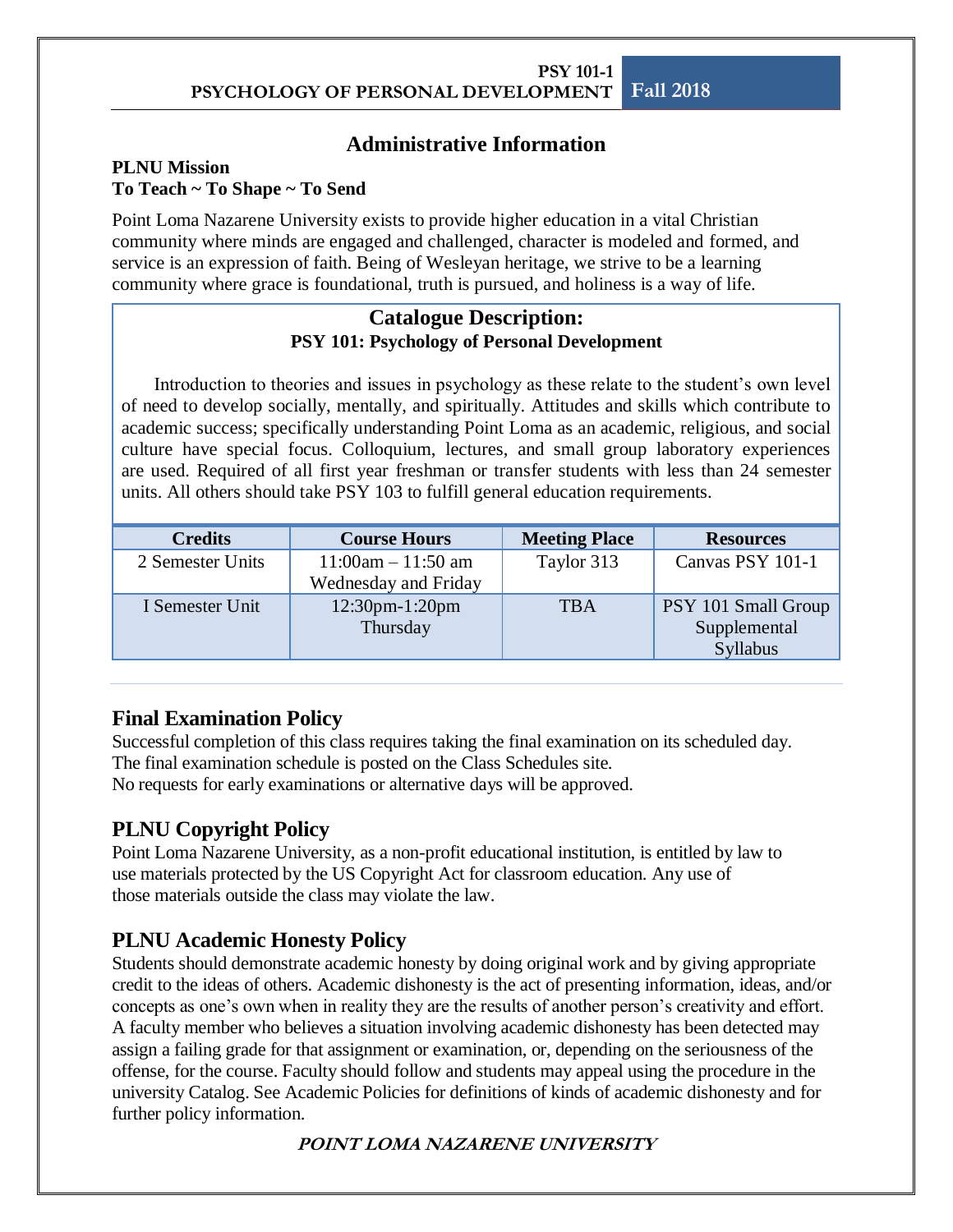## Administrative Information

**PLNU Mission**
**To Teach ~ To Shape ~ To Send**

Point Loma Nazarene University exists to provide higher education in a vital Christian community where minds are engaged and challenged, character is modeled and formed, and service is an expression of faith. Being of Wesleyan heritage, we strive to be a learning community where grace is foundational, truth is pursued, and holiness is a way of life.

### Catalogue Description:
**PSY 101: Psychology of Personal Development**

Introduction to theories and issues in psychology as these relate to the student's own level of need to develop socially, mentally, and spiritually. Attitudes and skills which contribute to academic success; specifically understanding Point Loma as an academic, religious, and social culture have special focus. Colloquium, lectures, and small group laboratory experiences are used. Required of all first year freshman or transfer students with less than 24 semester units. All others should take PSY 103 to fulfill general education requirements.

| Credits | Course Hours | Meeting Place | Resources |
|---|---|---|---|
| 2 Semester Units | 11:00am – 11:50 am Wednesday and Friday | Taylor 313 | Canvas PSY 101-1 |
| I Semester Unit | 12:30pm-1:20pm Thursday | TBA | PSY 101 Small Group Supplemental Syllabus |

## Final Examination Policy

Successful completion of this class requires taking the final examination on its scheduled day. The final examination schedule is posted on the Class Schedules site.
No requests for early examinations or alternative days will be approved.

## PLNU Copyright Policy

Point Loma Nazarene University, as a non-profit educational institution, is entitled by law to use materials protected by the US Copyright Act for classroom education. Any use of those materials outside the class may violate the law.

## PLNU Academic Honesty Policy

Students should demonstrate academic honesty by doing original work and by giving appropriate credit to the ideas of others. Academic dishonesty is the act of presenting information, ideas, and/or concepts as one's own when in reality they are the results of another person's creativity and effort. A faculty member who believes a situation involving academic dishonesty has been detected may assign a failing grade for that assignment or examination, or, depending on the seriousness of the offense, for the course. Faculty should follow and students may appeal using the procedure in the university Catalog. See Academic Policies for definitions of kinds of academic dishonesty and for further policy information.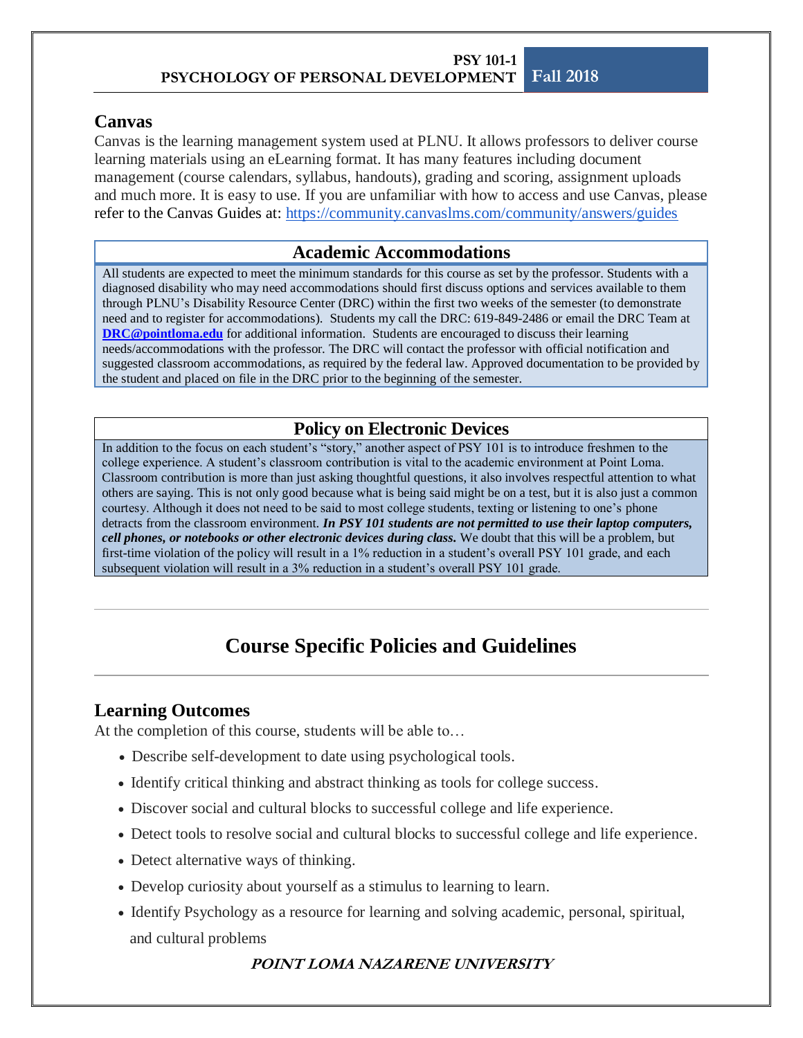## Canvas

Canvas is the learning management system used at PLNU. It allows professors to deliver course learning materials using an eLearning format. It has many features including document management (course calendars, syllabus, handouts), grading and scoring, assignment uploads and much more. It is easy to use. If you are unfamiliar with how to access and use Canvas, please refer to the Canvas Guides at: https://community.canvaslms.com/community/answers/guides

## Academic Accommodations

All students are expected to meet the minimum standards for this course as set by the professor. Students with a diagnosed disability who may need accommodations should first discuss options and services available to them through PLNU's Disability Resource Center (DRC) within the first two weeks of the semester (to demonstrate need and to register for accommodations). Students my call the DRC: 619-849-2486 or email the DRC Team at **DRC@pointloma.edu** for additional information. Students are encouraged to discuss their learning needs/accommodations with the professor. The DRC will contact the professor with official notification and suggested classroom accommodations, as required by the federal law. Approved documentation to be provided by the student and placed on file in the DRC prior to the beginning of the semester.

## Policy on Electronic Devices

In addition to the focus on each student's "story," another aspect of PSY 101 is to introduce freshmen to the college experience. A student's classroom contribution is vital to the academic environment at Point Loma. Classroom contribution is more than just asking thoughtful questions, it also involves respectful attention to what others are saying. This is not only good because what is being said might be on a test, but it is also just a common courtesy. Although it does not need to be said to most college students, texting or listening to one's phone detracts from the classroom environment. ***In PSY 101 students are not permitted to use their laptop computers, cell phones, or notebooks or other electronic devices during class.*** We doubt that this will be a problem, but first-time violation of the policy will result in a 1% reduction in a student's overall PSY 101 grade, and each subsequent violation will result in a 3% reduction in a student's overall PSY 101 grade.

---

# Course Specific Policies and Guidelines

---

## Learning Outcomes

At the completion of this course, students will be able to…

- Describe self-development to date using psychological tools.
- Identify critical thinking and abstract thinking as tools for college success.
- Discover social and cultural blocks to successful college and life experience.
- Detect tools to resolve social and cultural blocks to successful college and life experience.
- Detect alternative ways of thinking.
- Develop curiosity about yourself as a stimulus to learning to learn.
- Identify Psychology as a resource for learning and solving academic, personal, spiritual, and cultural problems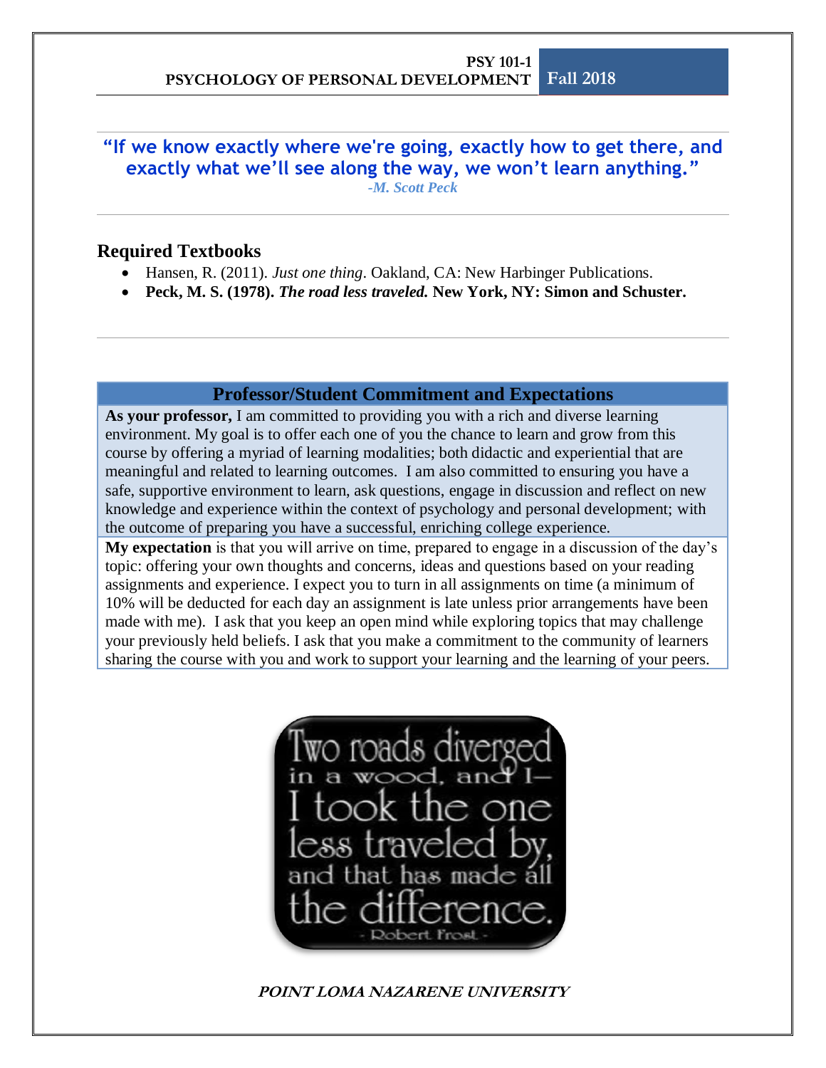**“If we know exactly where we're going, exactly how to get there, and exactly what we’ll see along the way, we won’t learn anything.”**

*-M. Scott Peck*

## Required Textbooks

- Hansen, R. (2011). *Just one thing*. Oakland, CA: New Harbinger Publications.
- **Peck, M. S. (1978). *The road less traveled.* New York, NY: Simon and Schuster.**

## Professor/Student Commitment and Expectations

**As your professor,** I am committed to providing you with a rich and diverse learning environment. My goal is to offer each one of you the chance to learn and grow from this course by offering a myriad of learning modalities; both didactic and experiential that are meaningful and related to learning outcomes. I am also committed to ensuring you have a safe, supportive environment to learn, ask questions, engage in discussion and reflect on new knowledge and experience within the context of psychology and personal development; with the outcome of preparing you have a successful, enriching college experience.

**My expectation** is that you will arrive on time, prepared to engage in a discussion of the day’s topic: offering your own thoughts and concerns, ideas and questions based on your reading assignments and experience. I expect you to turn in all assignments on time (a minimum of 10% will be deducted for each day an assignment is late unless prior arrangements have been made with me). I ask that you keep an open mind while exploring topics that may challenge your previously held beliefs. I ask that you make a commitment to the community of learners sharing the course with you and work to support your learning and the learning of your peers.

Two roads diverged in a wood, and I— I took the one less traveled by, and that has made all the difference.

- Robert Frost -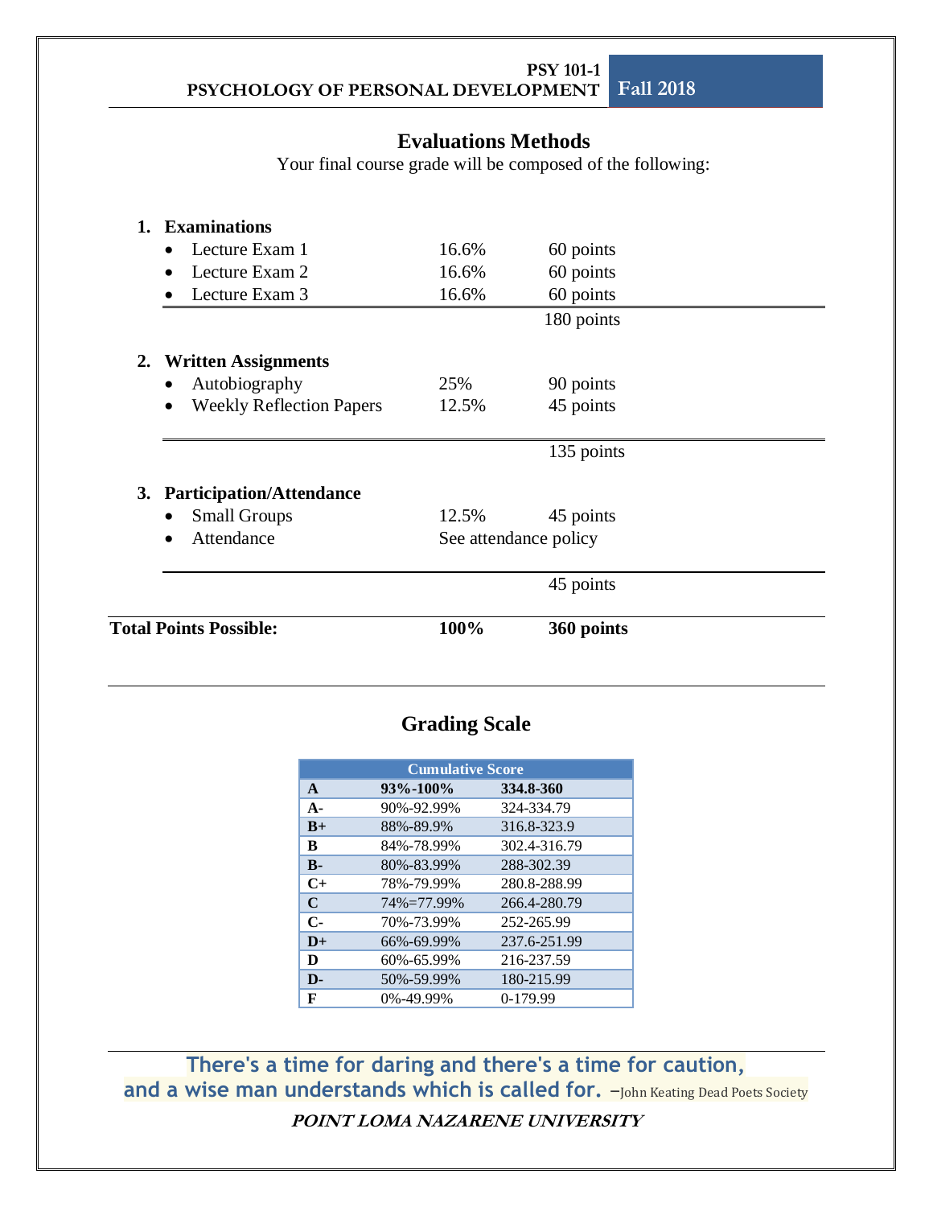## Evaluations Methods

Your final course grade will be composed of the following:

**1. Examinations**

| | | |
|---|---|---|
| • Lecture Exam 1 | 16.6% | 60 points |
| • Lecture Exam 2 | 16.6% | 60 points |
| • Lecture Exam 3 | 16.6% | 60 points |
| | | 180 points |

**2. Written Assignments**

| | | |
|---|---|---|
| • Autobiography | 25% | 90 points |
| • Weekly Reflection Papers | 12.5% | 45 points |
| | | 135 points |

**3. Participation/Attendance**

| | | |
|---|---|---|
| • Small Groups | 12.5% | 45 points |
| • Attendance | See attendance policy | |
| | | 45 points |

| **Total Points Possible:** | **100%** | **360 points** |
|---|---|---|

## Grading Scale

| Cumulative Score | | |
|---|---|---|
| **A** | **93%-100%** | **334.8-360** |
| **A-** | 90%-92.99% | 324-334.79 |
| **B+** | 88%-89.9% | 316.8-323.9 |
| **B** | 84%-78.99% | 302.4-316.79 |
| **B-** | 80%-83.99% | 288-302.39 |
| **C+** | 78%-79.99% | 280.8-288.99 |
| **C** | 74%=77.99% | 266.4-280.79 |
| **C-** | 70%-73.99% | 252-265.99 |
| **D+** | 66%-69.99% | 237.6-251.99 |
| **D** | 60%-65.99% | 216-237.59 |
| **D-** | 50%-59.99% | 180-215.99 |
| **F** | 0%-49.99% | 0-179.99 |

**There's a time for daring and there's a time for caution, and a wise man understands which is called for.** –John Keating Dead Poets Society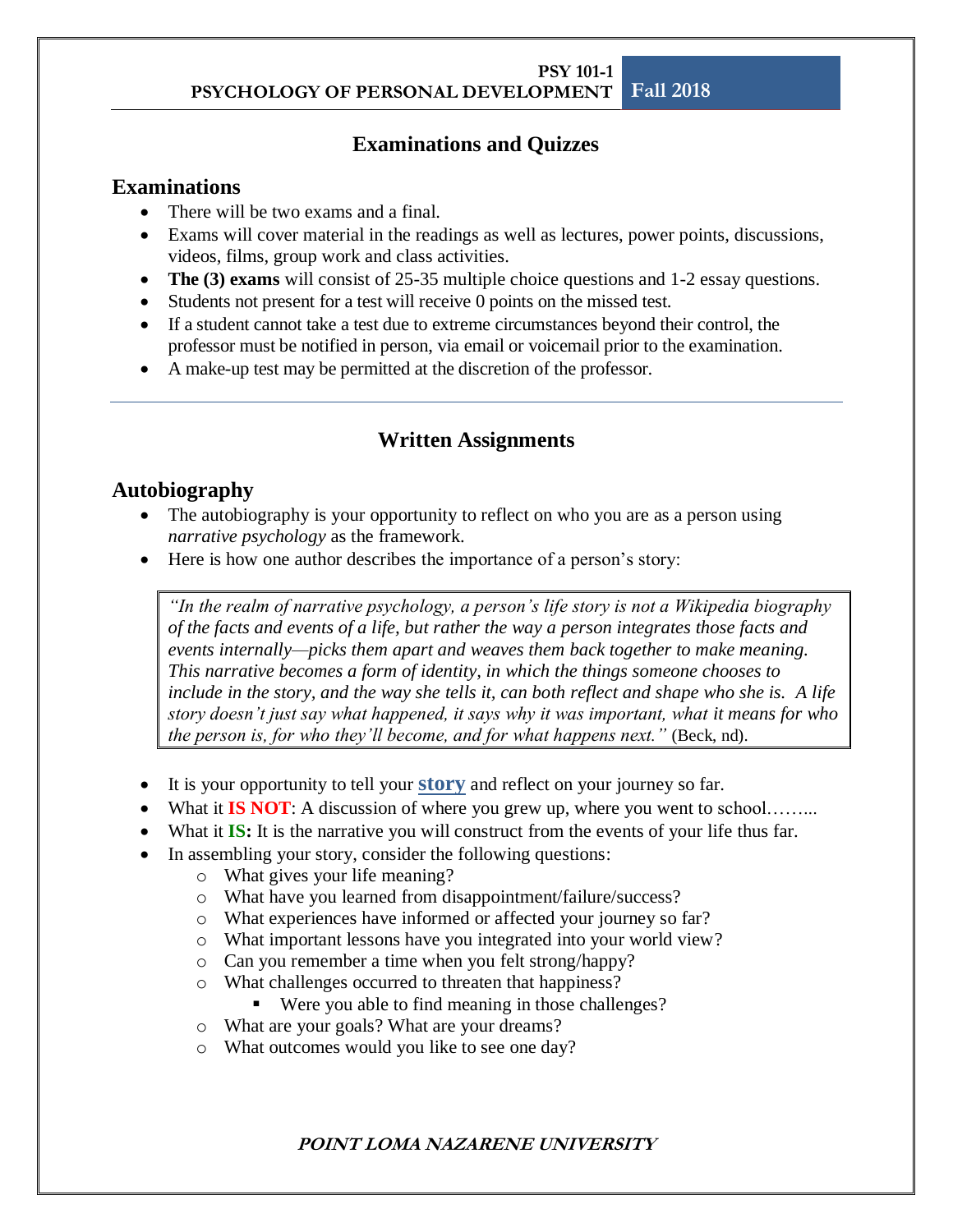## Examinations and Quizzes

### Examinations

- There will be two exams and a final.
- Exams will cover material in the readings as well as lectures, power points, discussions, videos, films, group work and class activities.
- **The (3) exams** will consist of 25-35 multiple choice questions and 1-2 essay questions.
- Students not present for a test will receive 0 points on the missed test.
- If a student cannot take a test due to extreme circumstances beyond their control, the professor must be notified in person, via email or voicemail prior to the examination.
- A make-up test may be permitted at the discretion of the professor.

---

## Written Assignments

### Autobiography

- The autobiography is your opportunity to reflect on who you are as a person using *narrative psychology* as the framework.
- Here is how one author describes the importance of a person's story:

> *"In the realm of narrative psychology, a person's life story is not a Wikipedia biography of the facts and events of a life, but rather the way a person integrates those facts and events internally—picks them apart and weaves them back together to make meaning. This narrative becomes a form of identity, in which the things someone chooses to include in the story, and the way she tells it, can both reflect and shape who she is. A life story doesn't just say what happened, it says why it was important, what it means for who the person is, for who they'll become, and for what happens next."* (Beck, nd).

- It is your opportunity to tell your **story** and reflect on your journey so far.
- What it **IS NOT**: A discussion of where you grew up, where you went to school……...
- What it **IS:** It is the narrative you will construct from the events of your life thus far.
- In assembling your story, consider the following questions:
  - What gives your life meaning?
  - What have you learned from disappointment/failure/success?
  - What experiences have informed or affected your journey so far?
  - What important lessons have you integrated into your world view?
  - Can you remember a time when you felt strong/happy?
  - What challenges occurred to threaten that happiness?
    - Were you able to find meaning in those challenges?
  - What are your goals? What are your dreams?
  - What outcomes would you like to see one day?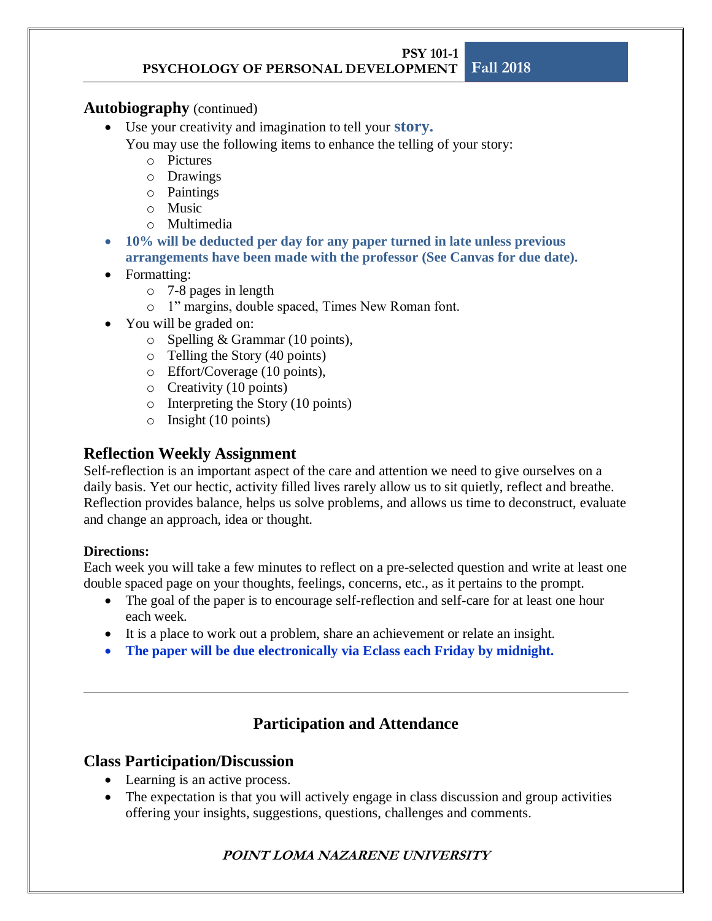## Autobiography (continued)

- Use your creativity and imagination to tell your **story.**
  You may use the following items to enhance the telling of your story:
  - Pictures
  - Drawings
  - Paintings
  - Music
  - Multimedia
- **10% will be deducted per day for any paper turned in late unless previous arrangements have been made with the professor (See Canvas for due date).**
- Formatting:
  - 7-8 pages in length
  - 1" margins, double spaced, Times New Roman font.
- You will be graded on:
  - Spelling & Grammar (10 points),
  - Telling the Story (40 points)
  - Effort/Coverage (10 points),
  - Creativity (10 points)
  - Interpreting the Story (10 points)
  - Insight (10 points)

## Reflection Weekly Assignment

Self-reflection is an important aspect of the care and attention we need to give ourselves on a daily basis. Yet our hectic, activity filled lives rarely allow us to sit quietly, reflect and breathe. Reflection provides balance, helps us solve problems, and allows us time to deconstruct, evaluate and change an approach, idea or thought.

**Directions:**

Each week you will take a few minutes to reflect on a pre-selected question and write at least one double spaced page on your thoughts, feelings, concerns, etc., as it pertains to the prompt.

- The goal of the paper is to encourage self-reflection and self-care for at least one hour each week.
- It is a place to work out a problem, share an achievement or relate an insight.
- **The paper will be due electronically via Eclass each Friday by midnight.**

---

# Participation and Attendance

## Class Participation/Discussion

- Learning is an active process.
- The expectation is that you will actively engage in class discussion and group activities offering your insights, suggestions, questions, challenges and comments.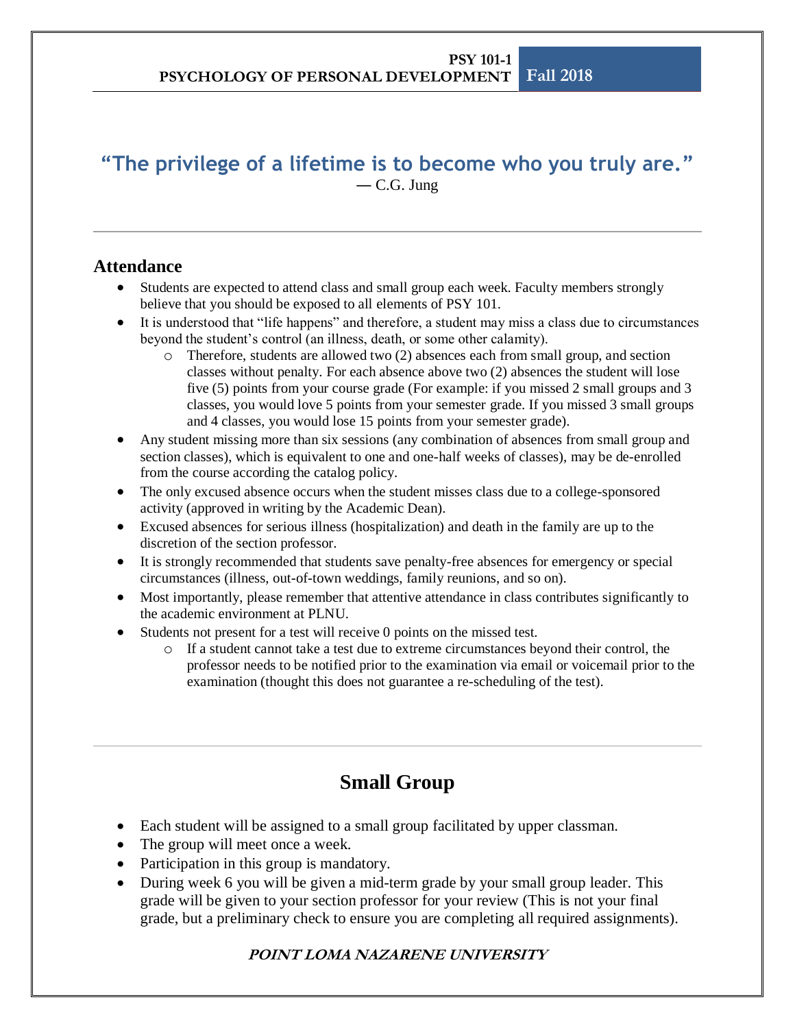**"The privilege of a lifetime is to become who you truly are."**
— C.G. Jung

---

## Attendance

- Students are expected to attend class and small group each week. Faculty members strongly believe that you should be exposed to all elements of PSY 101.
- It is understood that "life happens" and therefore, a student may miss a class due to circumstances beyond the student's control (an illness, death, or some other calamity).
  - Therefore, students are allowed two (2) absences each from small group, and section classes without penalty. For each absence above two (2) absences the student will lose five (5) points from your course grade (For example: if you missed 2 small groups and 3 classes, you would love 5 points from your semester grade. If you missed 3 small groups and 4 classes, you would lose 15 points from your semester grade).
- Any student missing more than six sessions (any combination of absences from small group and section classes), which is equivalent to one and one-half weeks of classes), may be de-enrolled from the course according the catalog policy.
- The only excused absence occurs when the student misses class due to a college-sponsored activity (approved in writing by the Academic Dean).
- Excused absences for serious illness (hospitalization) and death in the family are up to the discretion of the section professor.
- It is strongly recommended that students save penalty-free absences for emergency or special circumstances (illness, out-of-town weddings, family reunions, and so on).
- Most importantly, please remember that attentive attendance in class contributes significantly to the academic environment at PLNU.
- Students not present for a test will receive 0 points on the missed test.
  - If a student cannot take a test due to extreme circumstances beyond their control, the professor needs to be notified prior to the examination via email or voicemail prior to the examination (thought this does not guarantee a re-scheduling of the test).

---

## Small Group

- Each student will be assigned to a small group facilitated by upper classman.
- The group will meet once a week.
- Participation in this group is mandatory.
- During week 6 you will be given a mid-term grade by your small group leader. This grade will be given to your section professor for your review (This is not your final grade, but a preliminary check to ensure you are completing all required assignments).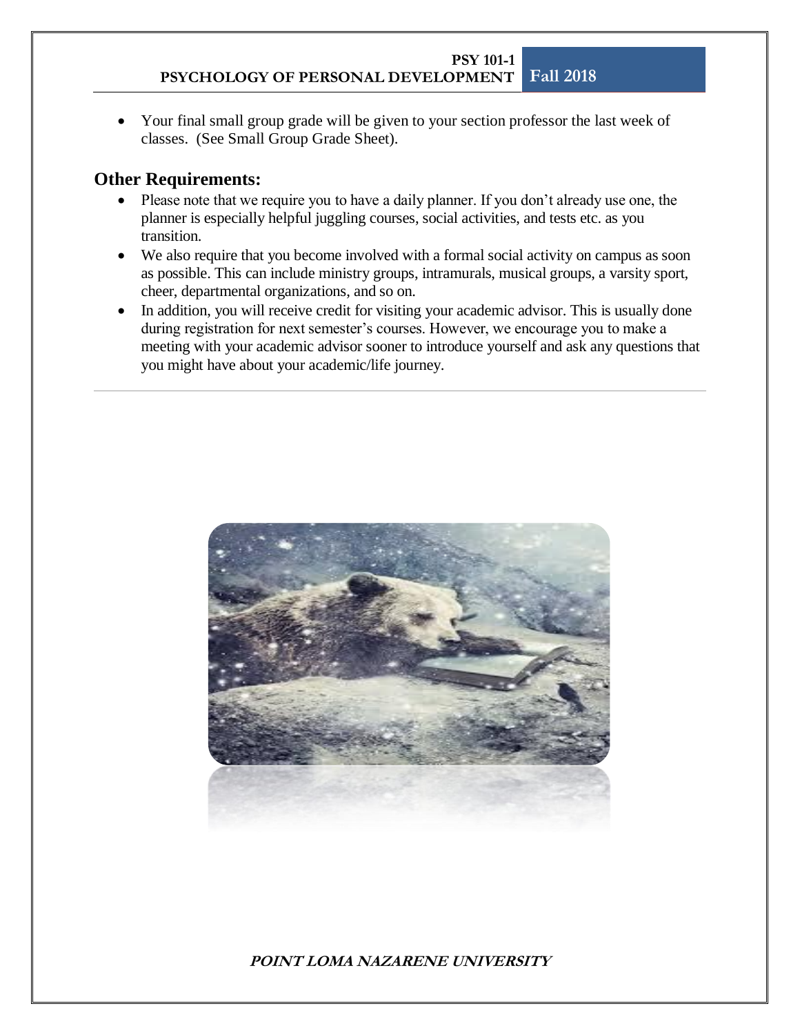- Your final small group grade will be given to your section professor the last week of classes. (See Small Group Grade Sheet).

## Other Requirements:

- Please note that we require you to have a daily planner. If you don't already use one, the planner is especially helpful juggling courses, social activities, and tests etc. as you transition.
- We also require that you become involved with a formal social activity on campus as soon as possible. This can include ministry groups, intramurals, musical groups, a varsity sport, cheer, departmental organizations, and so on.
- In addition, you will receive credit for visiting your academic advisor. This is usually done during registration for next semester's courses. However, we encourage you to make a meeting with your academic advisor sooner to introduce yourself and ask any questions that you might have about your academic/life journey.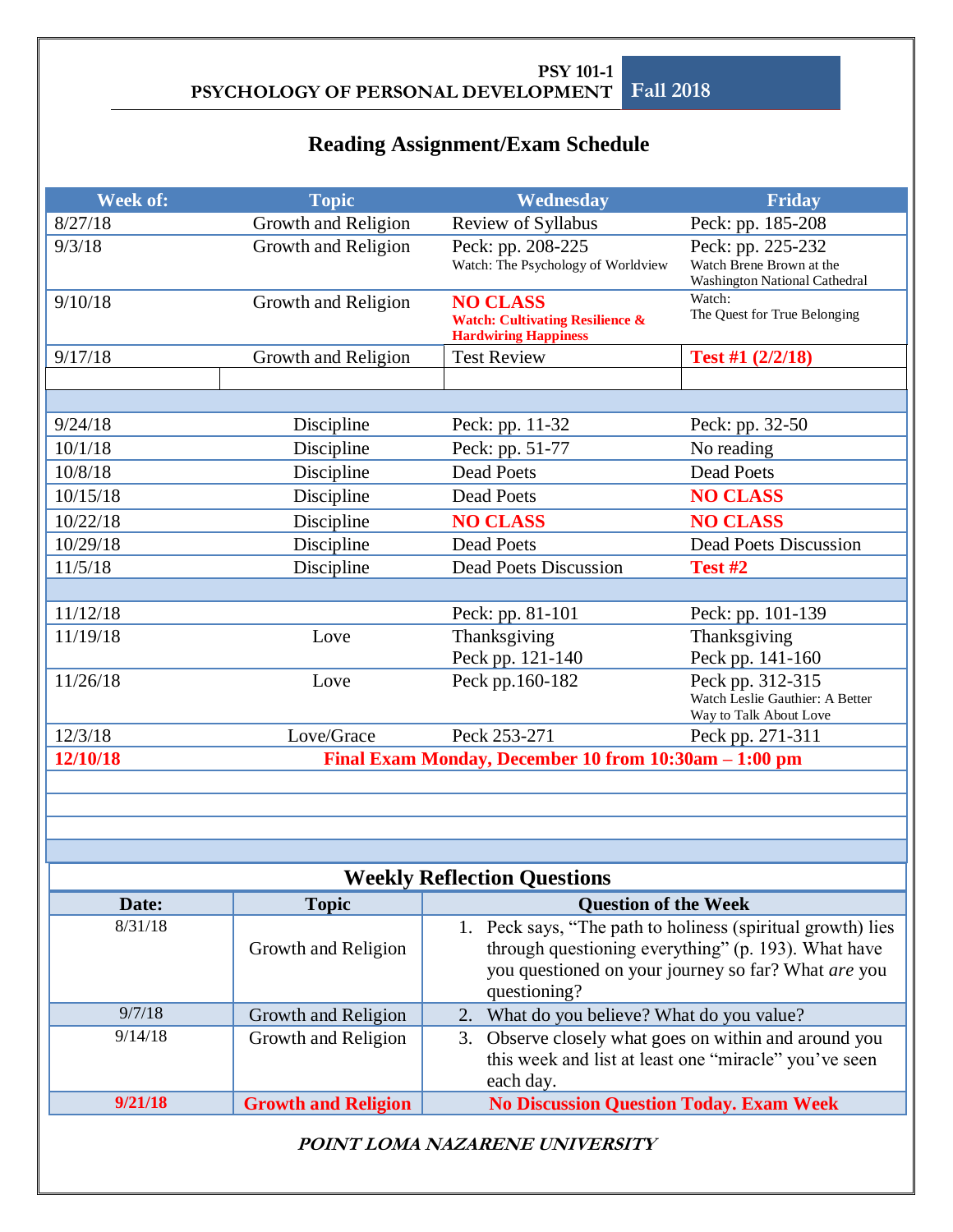**PSY 101-1**
**PSYCHOLOGY OF PERSONAL DEVELOPMENT** **Fall 2018**

## Reading Assignment/Exam Schedule

| Week of: | Topic | Wednesday | Friday |
|---|---|---|---|
| 8/27/18 | Growth and Religion | Review of Syllabus | Peck: pp. 185-208 |
| 9/3/18 | Growth and Religion | Peck: pp. 208-225<br>Watch: The Psychology of Worldview | Peck: pp. 225-232<br>Watch Brene Brown at the Washington National Cathedral |
| 9/10/18 | Growth and Religion | **NO CLASS**<br>**Watch: Cultivating Resilience & Hardwiring Happiness** | Watch:<br>The Quest for True Belonging |
| 9/17/18 | Growth and Religion | Test Review | **Test #1 (2/2/18)** |
| | | | |
| | | | |
| 9/24/18 | Discipline | Peck: pp. 11-32 | Peck: pp. 32-50 |
| 10/1/18 | Discipline | Peck: pp. 51-77 | No reading |
| 10/8/18 | Discipline | Dead Poets | Dead Poets |
| 10/15/18 | Discipline | Dead Poets | **NO CLASS** |
| 10/22/18 | Discipline | **NO CLASS** | **NO CLASS** |
| 10/29/18 | Discipline | Dead Poets | Dead Poets Discussion |
| 11/5/18 | Discipline | Dead Poets Discussion | **Test #2** |
| | | | |
| 11/12/18 | | Peck: pp. 81-101 | Peck: pp. 101-139 |
| 11/19/18 | Love | Thanksgiving<br>Peck pp. 121-140 | Thanksgiving<br>Peck pp. 141-160 |
| 11/26/18 | Love | Peck pp.160-182 | Peck pp. 312-315<br>Watch Leslie Gauthier: A Better Way to Talk About Love |
| 12/3/18 | Love/Grace | Peck 253-271 | Peck pp. 271-311 |
| **12/10/18** | **Final Exam Monday, December 10 from 10:30am – 1:00 pm** | | |

## Weekly Reflection Questions

| Date: | Topic | Question of the Week |
|---|---|---|
| 8/31/18 | Growth and Religion | 1. Peck says, "The path to holiness (spiritual growth) lies through questioning everything" (p. 193). What have you questioned on your journey so far? What *are* you questioning? |
| 9/7/18 | Growth and Religion | 2. What do you believe? What do you value? |
| 9/14/18 | Growth and Religion | 3. Observe closely what goes on within and around you this week and list at least one "miracle" you've seen each day. |
| **9/21/18** | **Growth and Religion** | **No Discussion Question Today. Exam Week** |

***POINT LOMA NAZARENE UNIVERSITY***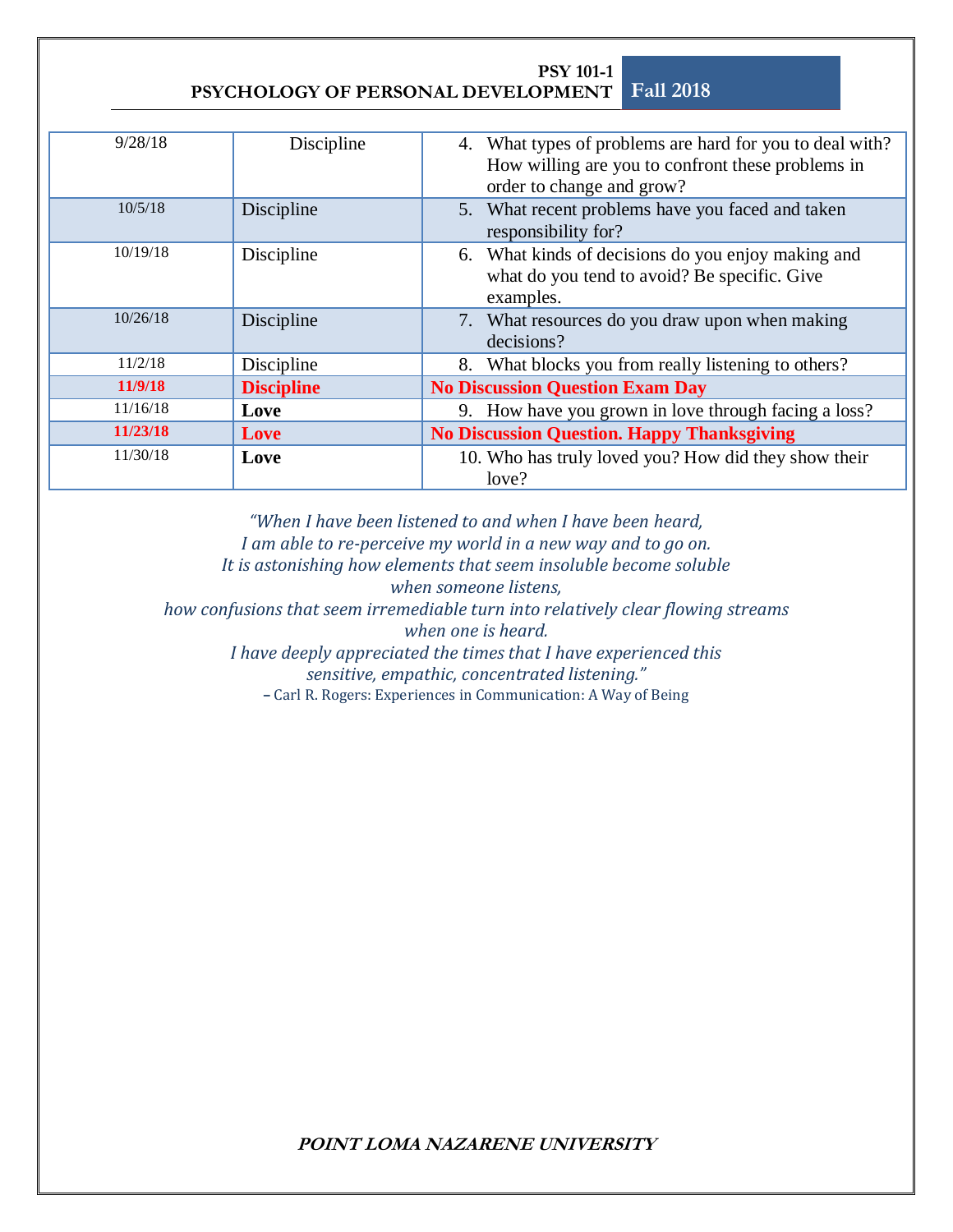| 9/28/18 | Discipline | 4. What types of problems are hard for you to deal with? How willing are you to confront these problems in order to change and grow? |
|---|---|---|
| 10/5/18 | Discipline | 5. What recent problems have you faced and taken responsibility for? |
| 10/19/18 | Discipline | 6. What kinds of decisions do you enjoy making and what do you tend to avoid? Be specific. Give examples. |
| 10/26/18 | Discipline | 7. What resources do you draw upon when making decisions? |
| 11/2/18 | Discipline | 8. What blocks you from really listening to others? |
| **11/9/18** | **Discipline** | **No Discussion Question Exam Day** |
| 11/16/18 | **Love** | 9. How have you grown in love through facing a loss? |
| **11/23/18** | **Love** | **No Discussion Question. Happy Thanksgiving** |
| 11/30/18 | **Love** | 10. Who has truly loved you? How did they show their love? |

*"When I have been listened to and when I have been heard,*
*I am able to re-perceive my world in a new way and to go on.*
*It is astonishing how elements that seem insoluble become soluble*
*when someone listens,*
*how confusions that seem irremediable turn into relatively clear flowing streams*
*when one is heard.*
*I have deeply appreciated the times that I have experienced this*
*sensitive, empathic, concentrated listening."*
– Carl R. Rogers: Experiences in Communication: A Way of Being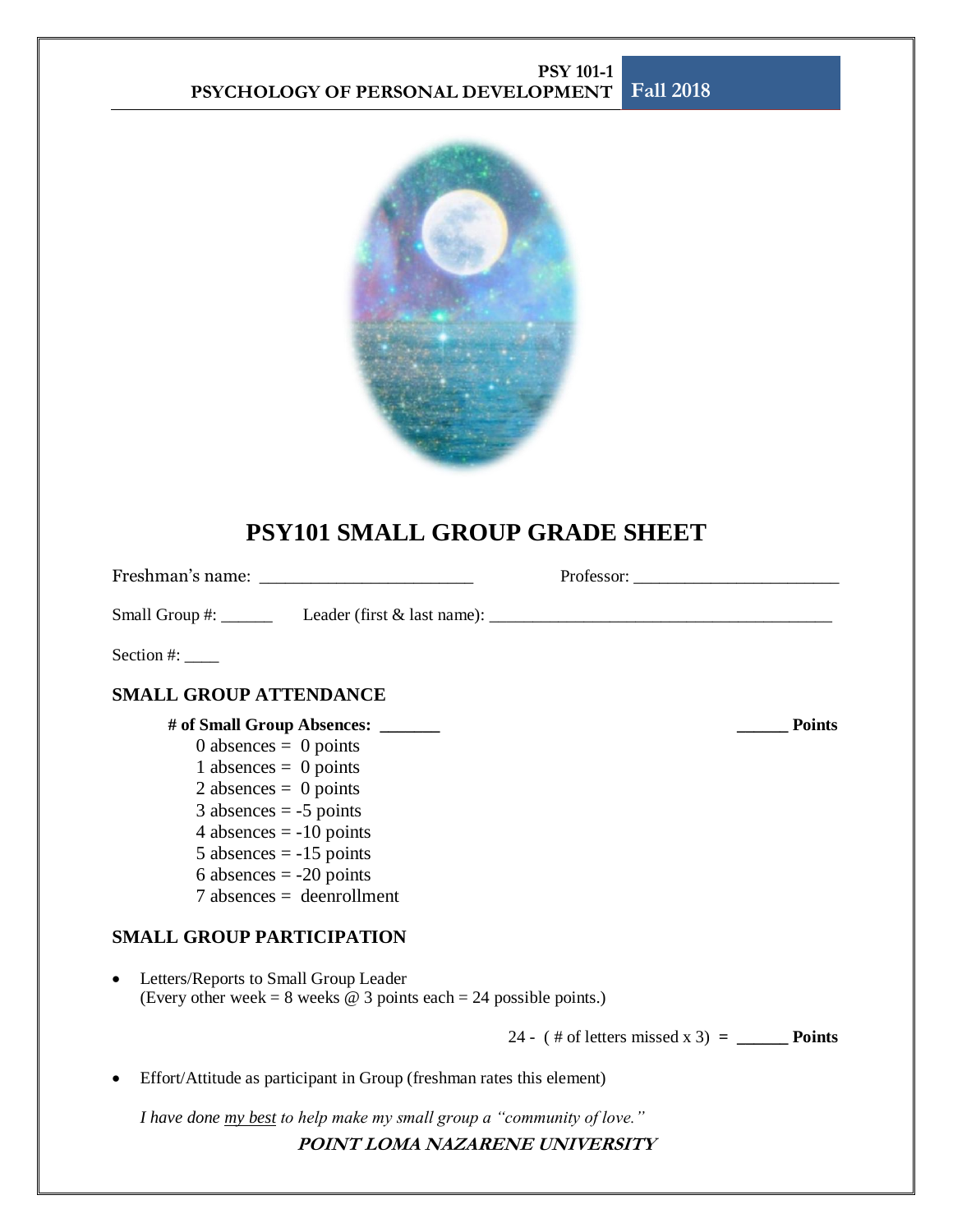# PSY101 SMALL GROUP GRADE SHEET

Freshman's name: ________________________ Professor: ________________________

Small Group #: ______ Leader (first & last name): ________________________________________

Section #: ____

## SMALL GROUP ATTENDANCE

**# of Small Group Absences: _______** **______ Points**

0 absences = 0 points
1 absences = 0 points
2 absences = 0 points
3 absences = -5 points
4 absences = -10 points
5 absences = -15 points
6 absences = -20 points
7 absences = deenrollment

## SMALL GROUP PARTICIPATION

- Letters/Reports to Small Group Leader
  (Every other week = 8 weeks @ 3 points each = 24 possible points.)

24 - ( # of letters missed x 3) **= ______ Points**

- Effort/Attitude as participant in Group (freshman rates this element)

*I have done my best to help make my small group a "community of love."*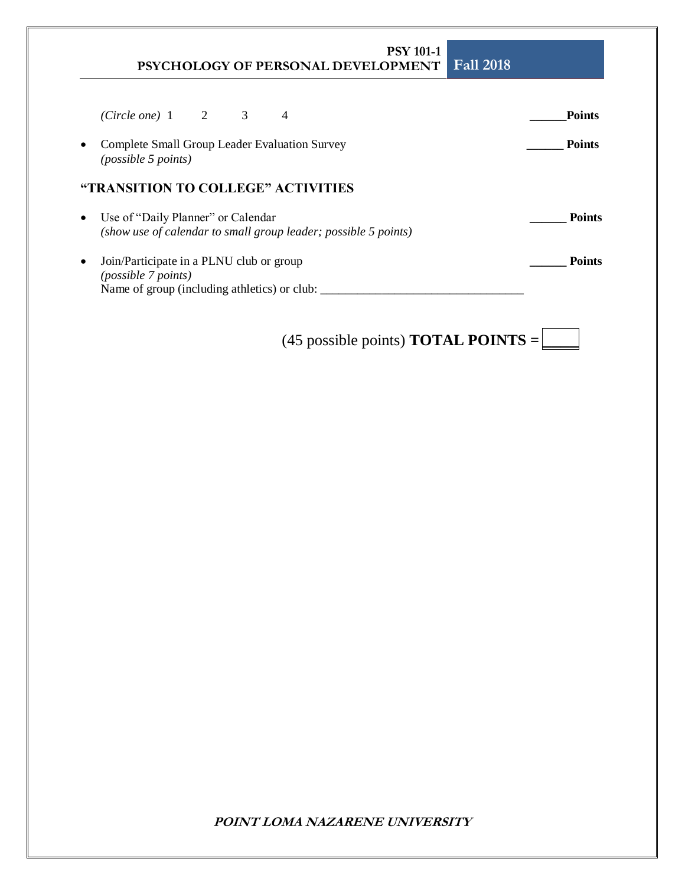*(Circle one)* 1 2 3 4 ______**Points**

- Complete Small Group Leader Evaluation Survey ______ **Points**
  *(possible 5 points)*

## "TRANSITION TO COLLEGE" ACTIVITIES

- Use of "Daily Planner" or Calendar ______ **Points**
  *(show use of calendar to small group leader; possible 5 points)*
- Join/Participate in a PLNU club or group ______ **Points**
  *(possible 7 points)*
  Name of group (including athletics) or club: ________________________________

(45 possible points) **TOTAL POINTS =** ____